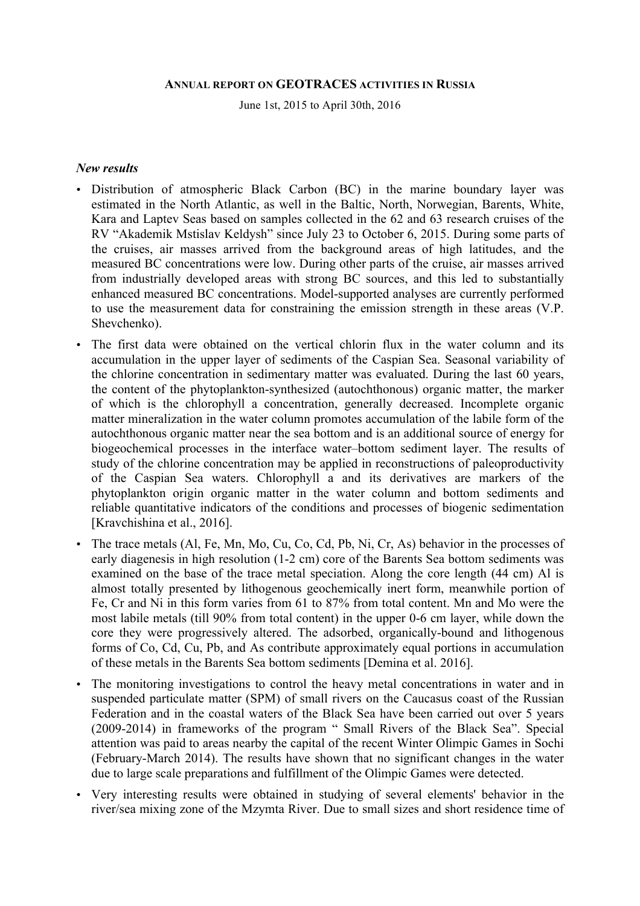# Annual report on GEOTRACES activities in Russia

June 1st, 2015 to April 30th, 2016

### *New results*

- Distribution of atmospheric Black Carbon (BC) in the marine boundary layer was estimated in the North Atlantic, as well in the Baltic, North, Norwegian, Barents, White, Kara and Laptev Seas based on samples collected in the 62 and 63 research cruises of the RV "Akademik Mstislav Keldysh" since July 23 to October 6, 2015. During some parts of the cruises, air masses arrived from the background areas of high latitudes, and the measured BC concentrations were low. During other parts of the cruise, air masses arrived from industrially developed areas with strong BC sources, and this led to substantially enhanced measured BC concentrations. Model-supported analyses are currently performed to use the measurement data for constraining the emission strength in these areas (V.P. Shevchenko).
- The first data were obtained on the vertical chlorin flux in the water column and its accumulation in the upper layer of sediments of the Caspian Sea. Seasonal variability of the chlorine concentration in sedimentary matter was evaluated. During the last 60 years, the content of the phytoplankton-synthesized (autochthonous) organic matter, the marker of which is the chlorophyll a concentration, generally decreased. Incomplete organic matter mineralization in the water column promotes accumulation of the labile form of the autochthonous organic matter near the sea bottom and is an additional source of energy for biogeochemical processes in the interface water–bottom sediment layer. The results of study of the chlorine concentration may be applied in reconstructions of paleoproductivity of the Caspian Sea waters. Chlorophyll a and its derivatives are markers of the phytoplankton origin organic matter in the water column and bottom sediments and reliable quantitative indicators of the conditions and processes of biogenic sedimentation [Kravchishina et al., 2016].
- The trace metals (Al, Fe, Mn, Mo, Cu, Co, Cd, Pb, Ni, Cr, As) behavior in the processes of early diagenesis in high resolution (1-2 cm) core of the Barents Sea bottom sediments was examined on the base of the trace metal speciation. Along the core length (44 cm) Al is almost totally presented by lithogenous geochemically inert form, meanwhile portion of Fe, Cr and Ni in this form varies from 61 to 87% from total content. Mn and Mo were the most labile metals (till 90% from total content) in the upper 0-6 cm layer, while down the core they were progressively altered. The adsorbed, organically-bound and lithogenous forms of Co, Cd, Cu, Pb, and As contribute approximately equal portions in accumulation of these metals in the Barents Sea bottom sediments [Demina et al. 2016].
- The monitoring investigations to control the heavy metal concentrations in water and in suspended particulate matter (SPM) of small rivers on the Caucasus coast of the Russian Federation and in the coastal waters of the Black Sea have been carried out over 5 years (2009-2014) in frameworks of the program " Small Rivers of the Black Sea". Special attention was paid to areas nearby the capital of the recent Winter Olimpic Games in Sochi (February-March 2014). The results have shown that no significant changes in the water due to large scale preparations and fulfillment of the Olimpic Games were detected.
- Very interesting results were obtained in studying of several elements' behavior in the river/sea mixing zone of the Mzymta River. Due to small sizes and short residence time of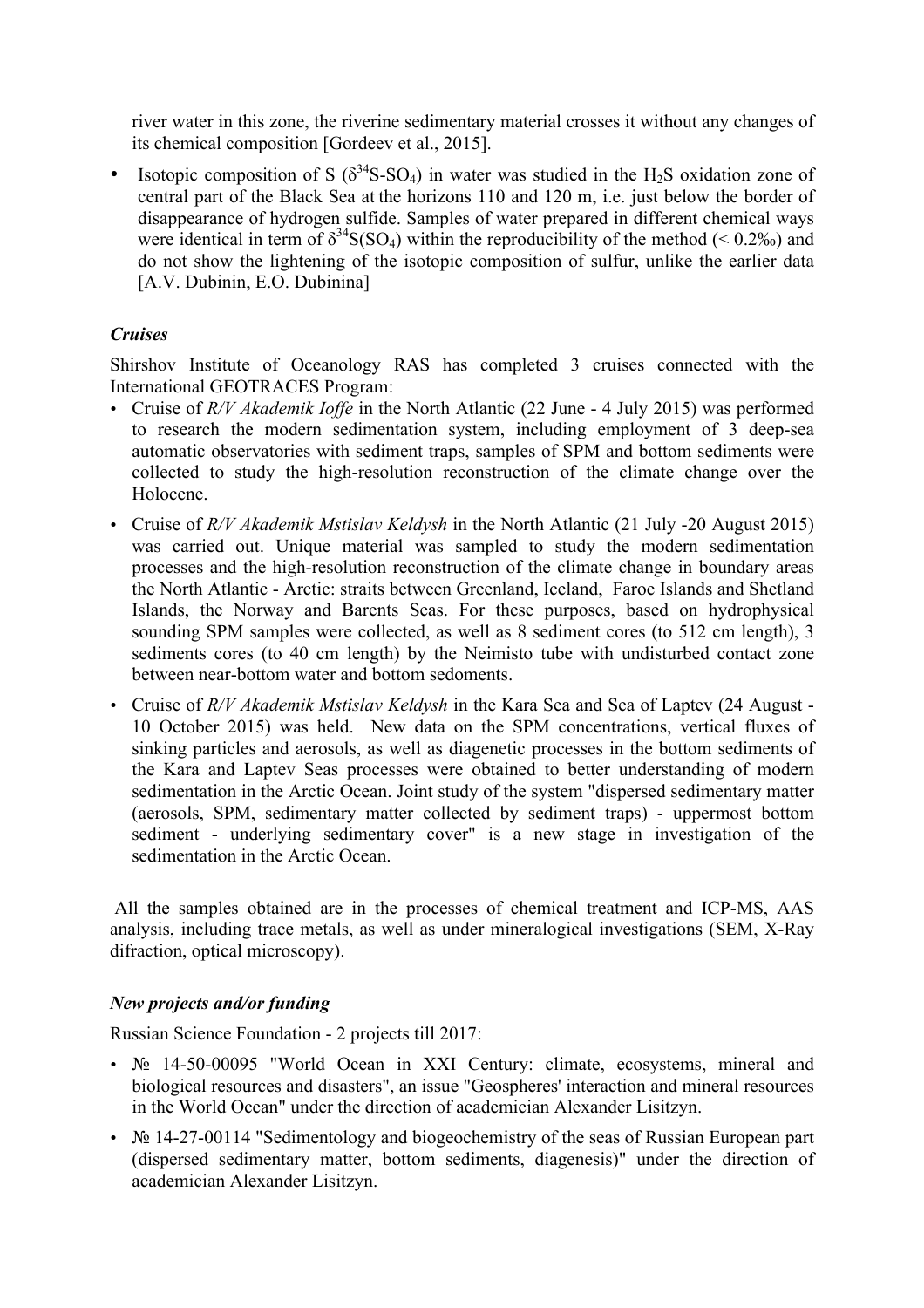river water in this zone, the riverine sedimentary material crosses it without any changes of its chemical composition [Gordeev et al., 2015].

- Isotopic composition of S ($\delta^{34}S$-$SO_4$) in water was studied in the $H_2S$ oxidation zone of central part of the Black Sea at the horizons 110 and 120 m, i.e. just below the border of disappearance of hydrogen sulfide. Samples of water prepared in different chemical ways were identical in term of $\delta^{34}S(SO_4)$ within the reproducibility of the method (< 0.2‰) and do not show the lightening of the isotopic composition of sulfur, unlike the earlier data [A.V. Dubinin, E.O. Dubinina]

### *Cruises*

Shirshov Institute of Oceanology RAS has completed 3 cruises connected with the International GEOTRACES Program:

- Cruise of *R/V Akademik Ioffe* in the North Atlantic (22 June - 4 July 2015) was performed to research the modern sedimentation system, including employment of 3 deep-sea automatic observatories with sediment traps, samples of SPM and bottom sediments were collected to study the high-resolution reconstruction of the climate change over the Holocene.
- Cruise of *R/V Akademik Mstislav Keldysh* in the North Atlantic (21 July -20 August 2015) was carried out. Unique material was sampled to study the modern sedimentation processes and the high-resolution reconstruction of the climate change in boundary areas the North Atlantic - Arctic: straits between Greenland, Iceland, Faroe Islands and Shetland Islands, the Norway and Barents Seas. For these purposes, based on hydrophysical sounding SPM samples were collected, as well as 8 sediment cores (to 512 cm length), 3 sediments cores (to 40 cm length) by the Neimisto tube with undisturbed contact zone between near-bottom water and bottom sedoments.
- Cruise of *R/V Akademik Mstislav Keldysh* in the Kara Sea and Sea of Laptev (24 August - 10 October 2015) was held. New data on the SPM concentrations, vertical fluxes of sinking particles and aerosols, as well as diagenetic processes in the bottom sediments of the Kara and Laptev Seas processes were obtained to better understanding of modern sedimentation in the Arctic Ocean. Joint study of the system "dispersed sedimentary matter (aerosols, SPM, sedimentary matter collected by sediment traps) - uppermost bottom sediment - underlying sedimentary cover" is a new stage in investigation of the sedimentation in the Arctic Ocean.

All the samples obtained are in the processes of chemical treatment and ICP-MS, AAS analysis, including trace metals, as well as under mineralogical investigations (SEM, X-Ray difraction, optical microscopy).

### *New projects and/or funding*

Russian Science Foundation - 2 projects till 2017:

- № 14-50-00095 "World Ocean in XXI Century: climate, ecosystems, mineral and biological resources and disasters", an issue "Geospheres' interaction and mineral resources in the World Ocean" under the direction of academician Alexander Lisitzyn.
- № 14-27-00114 "Sedimentology and biogeochemistry of the seas of Russian European part (dispersed sedimentary matter, bottom sediments, diagenesis)" under the direction of academician Alexander Lisitzyn.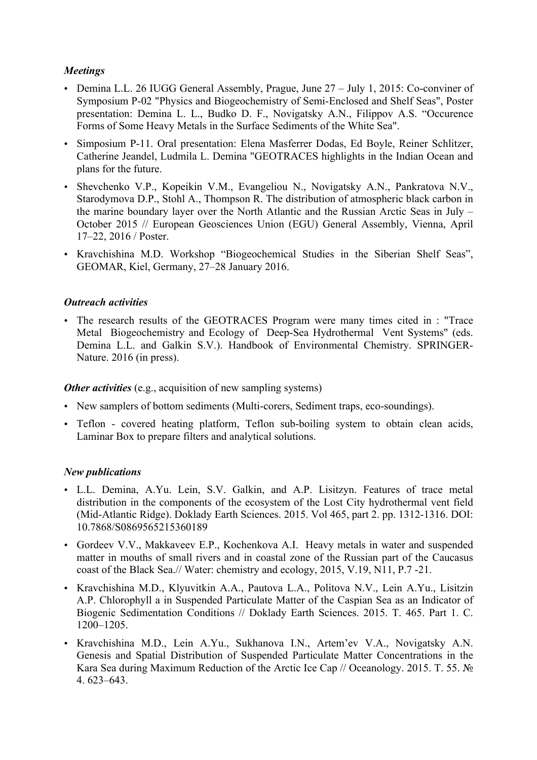***Meetings***

- Demina L.L. 26 IUGG General Assembly, Prague, June 27 – July 1, 2015: Co-conviner of Symposium P-02 "Physics and Biogeochemistry of Semi-Enclosed and Shelf Seas", Poster presentation: Demina L. L., Budko D. F., Novigatsky A.N., Filippov A.S. "Occurence Forms of Some Heavy Metals in the Surface Sediments of the White Sea".
- Simposium P-11. Oral presentation: Elena Masferrer Dodas, Ed Boyle, Reiner Schlitzer, Catherine Jeandel, Ludmila L. Demina "GEOTRACES highlights in the Indian Ocean and plans for the future.
- Shevchenko V.P., Kopeikin V.M., Evangeliou N., Novigatsky A.N., Pankratova N.V., Starodymova D.P., Stohl A., Thompson R. The distribution of atmospheric black carbon in the marine boundary layer over the North Atlantic and the Russian Arctic Seas in July – October 2015 // European Geosciences Union (EGU) General Assembly, Vienna, April 17–22, 2016 / Poster.
- Kravchishina M.D. Workshop "Biogeochemical Studies in the Siberian Shelf Seas", GEOMAR, Kiel, Germany, 27–28 January 2016.

***Outreach activities***

- The research results of the GEOTRACES Program were many times cited in : "Trace Metal Biogeochemistry and Ecology of Deep-Sea Hydrothermal Vent Systems" (eds. Demina L.L. and Galkin S.V.). Handbook of Environmental Chemistry. SPRINGER-Nature. 2016 (in press).

***Other activities*** (e.g., acquisition of new sampling systems)

- New samplers of bottom sediments (Multi-corers, Sediment traps, eco-soundings).
- Teflon - covered heating platform, Teflon sub-boiling system to obtain clean acids, Laminar Box to prepare filters and analytical solutions.

***New publications***

- L.L. Demina, A.Yu. Lein, S.V. Galkin, and A.P. Lisitzyn. Features of trace metal distribution in the components of the ecosystem of the Lost City hydrothermal vent field (Mid-Atlantic Ridge). Doklady Earth Sciences. 2015. Vol 465, part 2. pp. 1312-1316. DOI: 10.7868/S0869565215360189
- Gordeev V.V., Makkaveev E.P., Kochenkova A.I. Heavy metals in water and suspended matter in mouths of small rivers and in coastal zone of the Russian part of the Caucasus coast of the Black Sea.// Water: chemistry and ecology, 2015, V.19, N11, P.7 -21.
- Kravchishina M.D., Klyuvitkin A.A., Pautova L.A., Politova N.V., Lein A.Yu., Lisitzin A.P. Chlorophyll a in Suspended Particulate Matter of the Caspian Sea as an Indicator of Biogenic Sedimentation Conditions // Doklady Earth Sciences. 2015. T. 465. Part 1. C. 1200–1205.
- Kravchishina M.D., Lein A.Yu., Sukhanova I.N., Artem'ev V.A., Novigatsky A.N. Genesis and Spatial Distribution of Suspended Particulate Matter Concentrations in the Kara Sea during Maximum Reduction of the Arctic Ice Cap // Oceanology. 2015. T. 55. № 4. 623–643.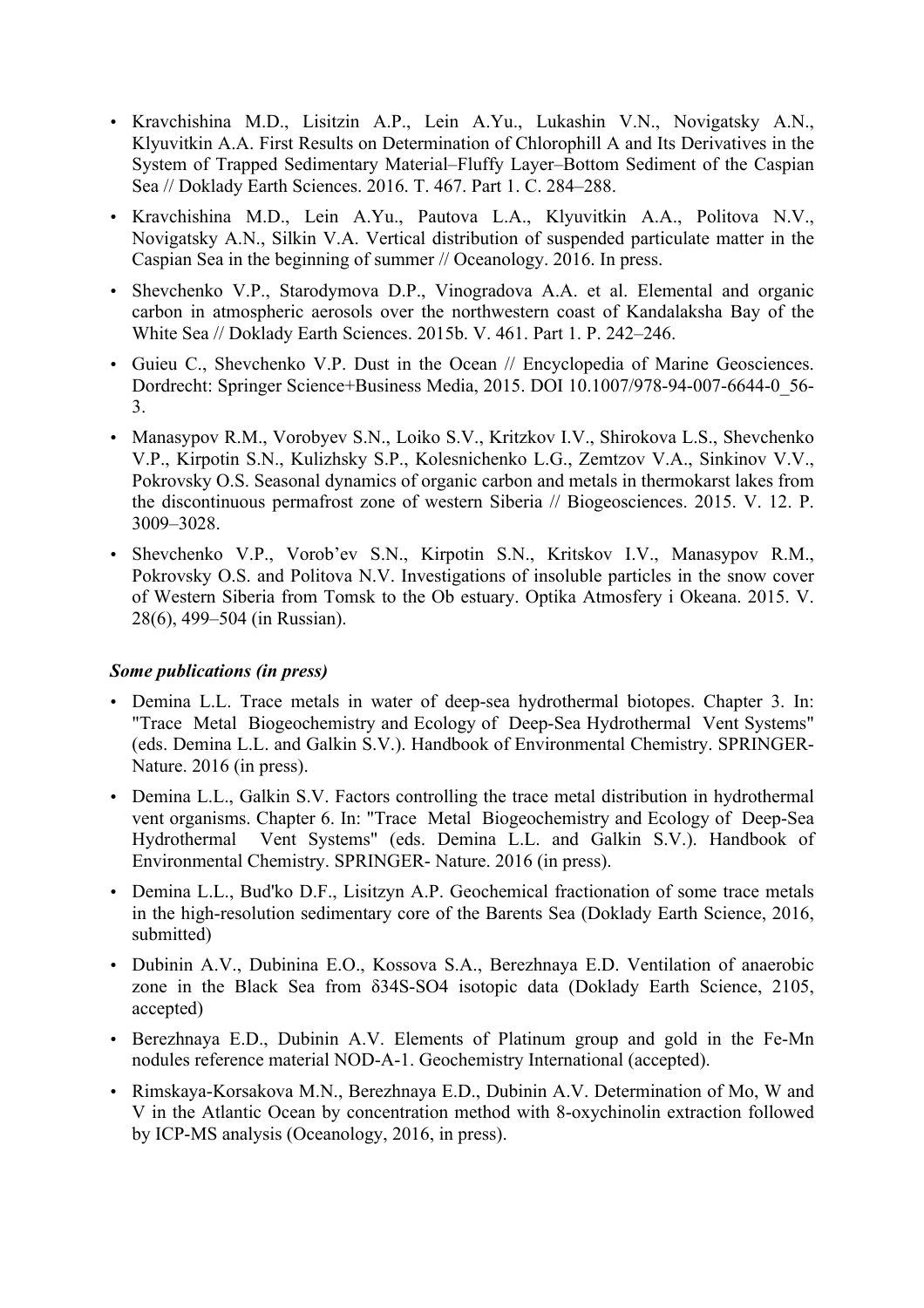- Kravchishina M.D., Lisitzin A.P., Lein A.Yu., Lukashin V.N., Novigatsky A.N., Klyuvitkin A.A. First Results on Determination of Chlorophill A and Its Derivatives in the System of Trapped Sedimentary Material–Fluffy Layer–Bottom Sediment of the Caspian Sea // Doklady Earth Sciences. 2016. T. 467. Part 1. C. 284–288.
- Kravchishina M.D., Lein A.Yu., Pautova L.A., Klyuvitkin A.A., Politova N.V., Novigatsky A.N., Silkin V.A. Vertical distribution of suspended particulate matter in the Caspian Sea in the beginning of summer // Oceanology. 2016. In press.
- Shevchenko V.P., Starodymova D.P., Vinogradova A.A. et al. Elemental and organic carbon in atmospheric aerosols over the northwestern coast of Kandalaksha Bay of the White Sea // Doklady Earth Sciences. 2015b. V. 461. Part 1. P. 242–246.
- Guieu C., Shevchenko V.P. Dust in the Ocean // Encyclopedia of Marine Geosciences. Dordrecht: Springer Science+Business Media, 2015. DOI 10.1007/978-94-007-6644-0_56-3.
- Manasypov R.M., Vorobyev S.N., Loiko S.V., Kritzkov I.V., Shirokova L.S., Shevchenko V.P., Kirpotin S.N., Kulizhsky S.P., Kolesnichenko L.G., Zemtzov V.A., Sinkinov V.V., Pokrovsky O.S. Seasonal dynamics of organic carbon and metals in thermokarst lakes from the discontinuous permafrost zone of western Siberia // Biogeosciences. 2015. V. 12. P. 3009–3028.
- Shevchenko V.P., Vorob'ev S.N., Kirpotin S.N., Kritskov I.V., Manasypov R.M., Pokrovsky O.S. and Politova N.V. Investigations of insoluble particles in the snow cover of Western Siberia from Tomsk to the Ob estuary. Optika Atmosfery i Okeana. 2015. V. 28(6), 499–504 (in Russian).

***Some publications (in press)***

- Demina L.L. Trace metals in water of deep-sea hydrothermal biotopes. Chapter 3. In: "Trace Metal Biogeochemistry and Ecology of Deep-Sea Hydrothermal Vent Systems" (eds. Demina L.L. and Galkin S.V.). Handbook of Environmental Chemistry. SPRINGER-Nature. 2016 (in press).
- Demina L.L., Galkin S.V. Factors controlling the trace metal distribution in hydrothermal vent organisms. Chapter 6. In: "Trace Metal Biogeochemistry and Ecology of Deep-Sea Hydrothermal Vent Systems" (eds. Demina L.L. and Galkin S.V.). Handbook of Environmental Chemistry. SPRINGER- Nature. 2016 (in press).
- Demina L.L., Bud'ko D.F., Lisitzyn A.P. Geochemical fractionation of some trace metals in the high-resolution sedimentary core of the Barents Sea (Doklady Earth Science, 2016, submitted)
- Dubinin A.V., Dubinina E.O., Kossova S.A., Berezhnaya E.D. Ventilation of anaerobic zone in the Black Sea from $\delta^{34}S$-$SO_4$ isotopic data (Doklady Earth Science, 2105, accepted)
- Berezhnaya E.D., Dubinin A.V. Elements of Platinum group and gold in the Fe-Mn nodules reference material NOD-A-1. Geochemistry International (accepted).
- Rimskaya-Korsakova M.N., Berezhnaya E.D., Dubinin A.V. Determination of Mo, W and V in the Atlantic Ocean by concentration method with 8-oxychinolin extraction followed by ICP-MS analysis (Oceanology, 2016, in press).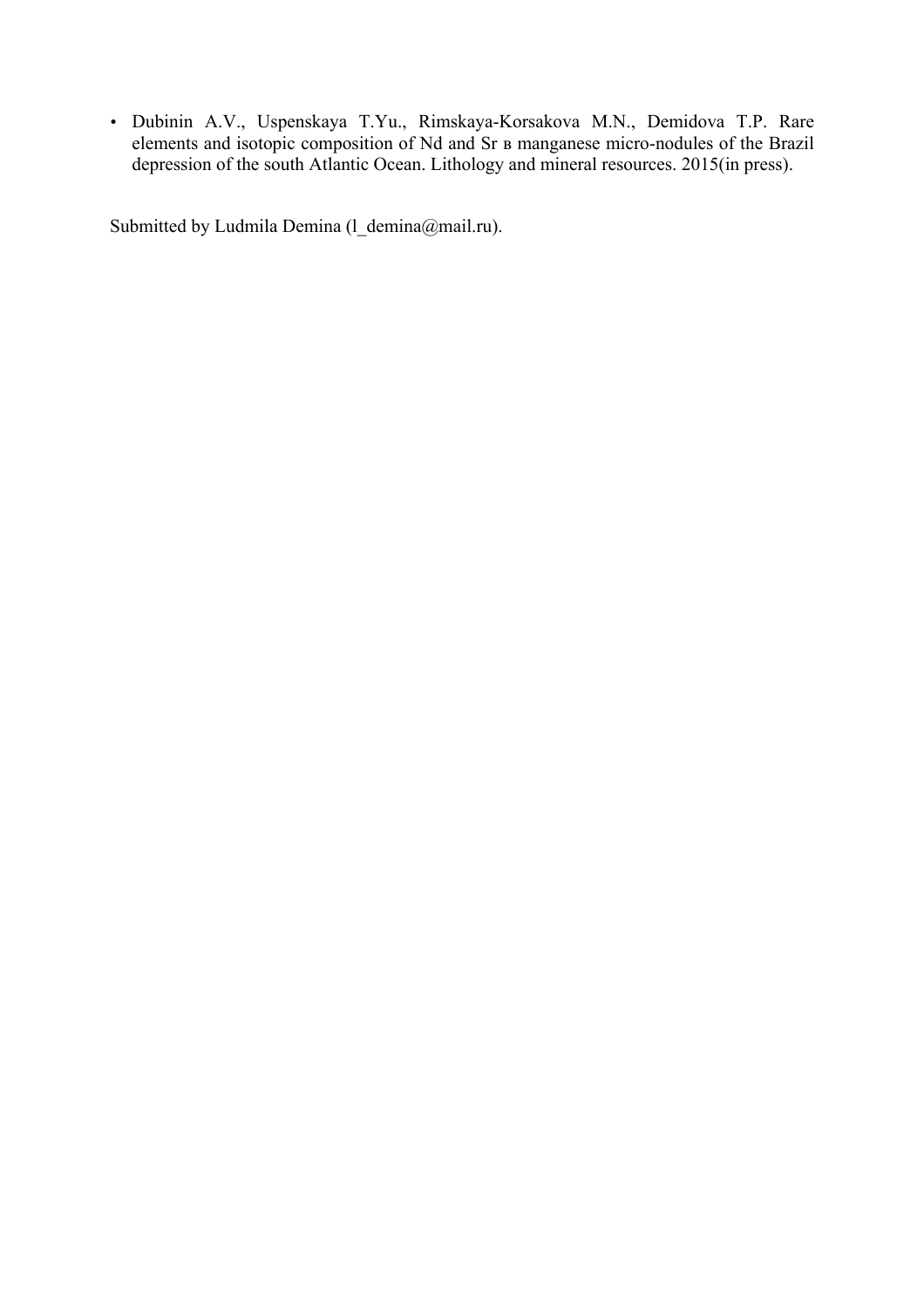- Dubinin A.V., Uspenskaya T.Yu., Rimskaya-Korsakova M.N., Demidova T.P. Rare elements and isotopic composition of Nd and Sr в manganese micro-nodules of the Brazil depression of the south Atlantic Ocean. Lithology and mineral resources. 2015(in press).

Submitted by Ludmila Demina (l_demina@mail.ru).